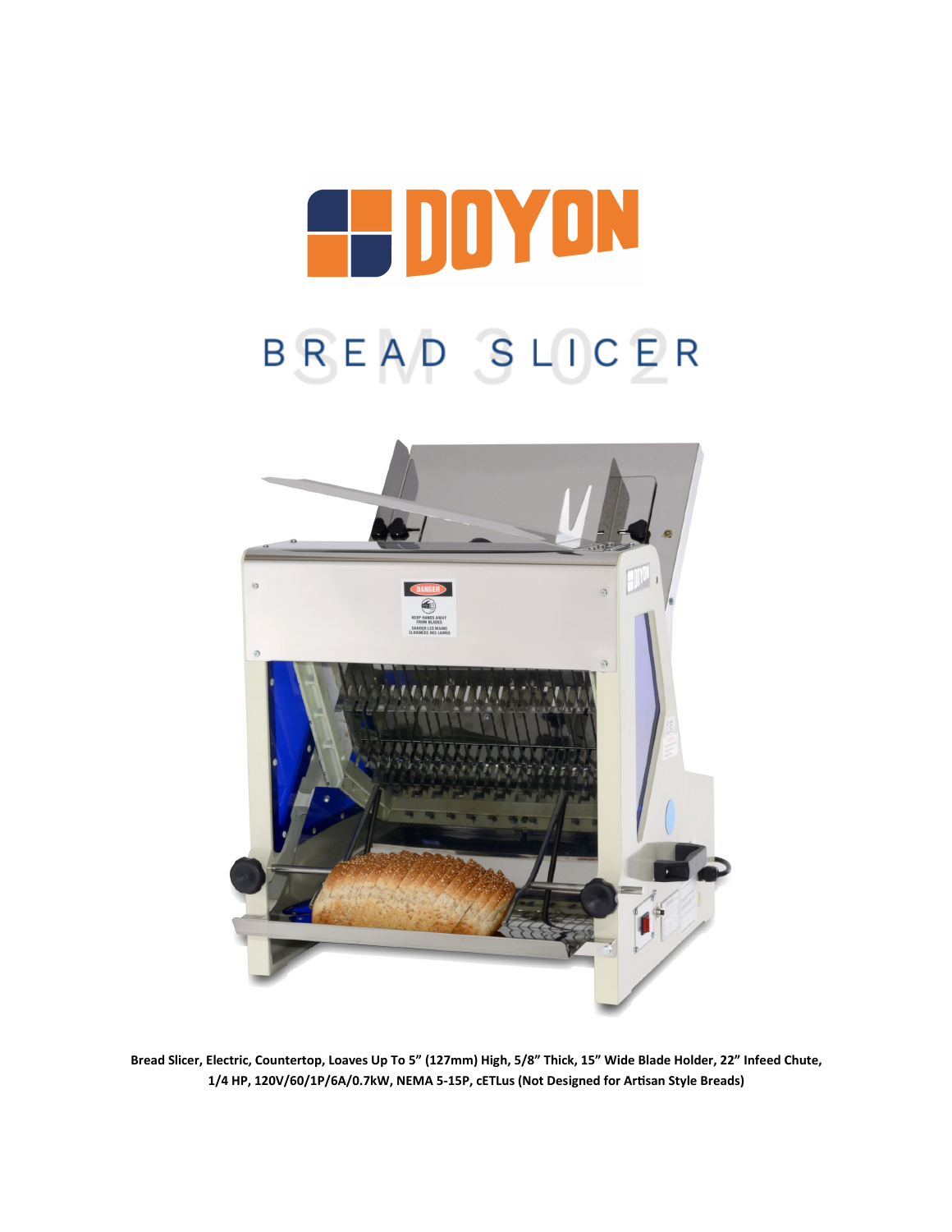# DOYON

## BREAD SLICER

SM302

**Bread Slicer, Electric, Countertop, Loaves Up To 5" (127mm) High, 5/8" Thick, 15" Wide Blade Holder, 22" Infeed Chute, 1/4 HP, 120V/60/1P/6A/0.7kW, NEMA 5-15P, cETLus (Not Designed for Artisan Style Breads)**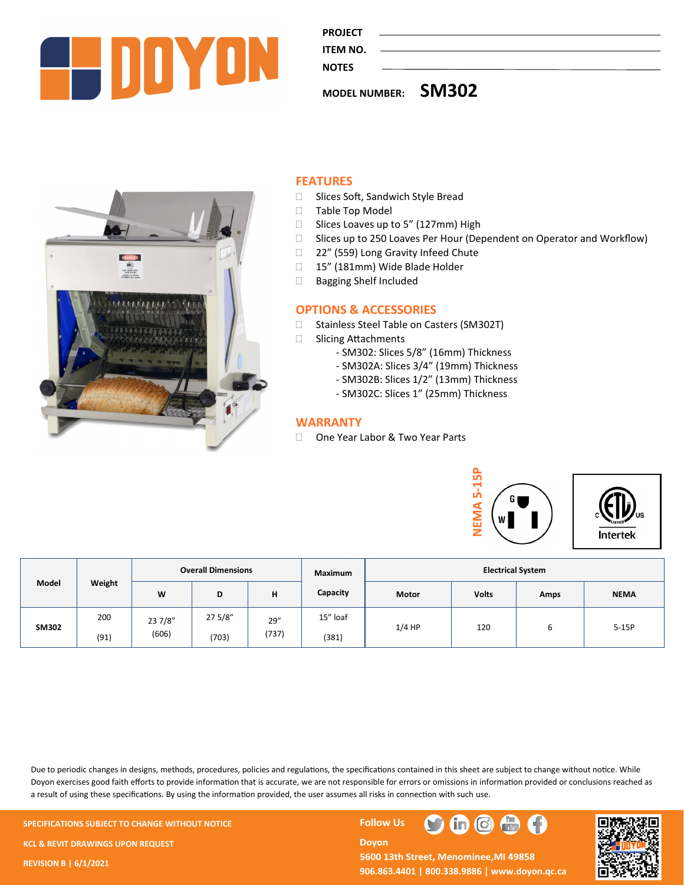PROJECT

ITEM NO.

NOTES

MODEL NUMBER: **SM302**

## FEATURES

- Slices Soft, Sandwich Style Bread
- Table Top Model
- Slices Loaves up to 5” (127mm) High
- Slices up to 250 Loaves Per Hour (Dependent on Operator and Workflow)
- 22” (559) Long Gravity Infeed Chute
- 15” (181mm) Wide Blade Holder
- Bagging Shelf Included

## OPTIONS & ACCESSORIES

- Stainless Steel Table on Casters (SM302T)
- Slicing Attachments
  - SM302: Slices 5/8” (16mm) Thickness
  - SM302A: Slices 3/4” (19mm) Thickness
  - SM302B: Slices 1/2” (13mm) Thickness
  - SM302C: Slices 1” (25mm) Thickness

## WARRANTY

- One Year Labor & Two Year Parts

NEMA 5-15P

Intertek

| Model | Weight | Overall Dimensions | | | Maximum Capacity | Electrical System | | | |
|---|---|---|---|---|---|---|---|---|---|
| | | W | D | H | | Motor | Volts | Amps | NEMA |
| SM302 | 200 (91) | 23 7/8” (606) | 27 5/8” (703) | 29” (737) | 15” loaf (381) | 1/4 HP | 120 | 6 | 5-15P |

Due to periodic changes in designs, methods, procedures, policies and regulations, the specifications contained in this sheet are subject to change without notice. While Doyon exercises good faith efforts to provide information that is accurate, we are not responsible for errors or omissions in information provided or conclusions reached as a result of using these specifications. By using the information provided, the user assumes all risks in connection with such use.

**SPECIFICATIONS SUBJECT TO CHANGE WITHOUT NOTICE**

**KCL & REVIT DRAWINGS UPON REQUEST**

**REVISION B | 6/1/2021**

**Follow Us**

**Doyon**
**5600 13th Street, Menominee, MI 49858**
**906.863.4401 | 800.338.9886 | www.doyon.qc.ca**